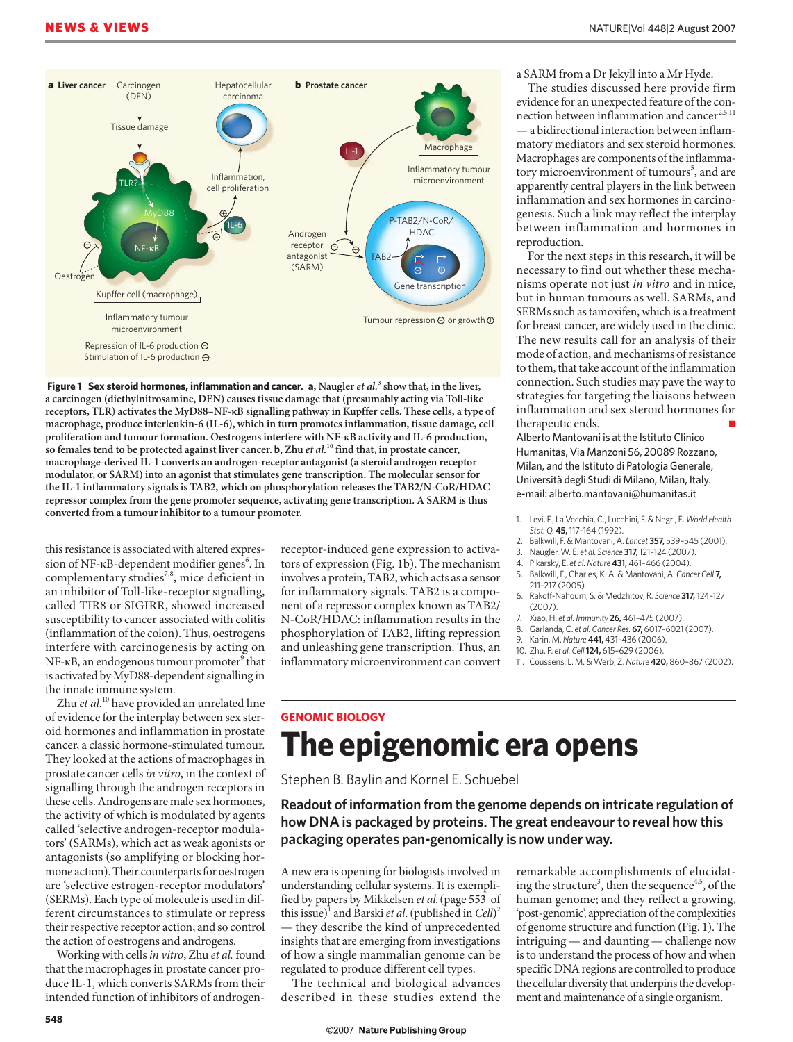a Liver cancer
Carcinogen (DEN)
Tissue damage
TLR?
MyD88
NF-κB
Oestrogen
Kupffer cell (macrophage)
Inflammatory tumour microenvironment
Hepatocellular carcinoma
Inflammation, cell proliferation
IL-6
Repression of IL-6 production ⊖
Stimulation of IL-6 production ⊕

b Prostate cancer
IL-1
Macrophage
Inflammatory tumour microenvironment
Androgen receptor antagonist (SARM)
P-TAB2/N-CoR/HDAC
TAB2
Gene transcription
Tumour repression ⊖ or growth ⊕

**Figure 1 | Sex steroid hormones, inflammation and cancer. a**, Naugler *et al.*[3] show that, in the liver, a carcinogen (diethylnitrosamine, DEN) causes tissue damage that (presumably acting via Toll-like receptors, TLR) activates the MyD88–NF-κB signalling pathway in Kupffer cells. These cells, a type of macrophage, produce interleukin-6 (IL-6), which in turn promotes inflammation, tissue damage, cell proliferation and tumour formation. Oestrogens interfere with NF-κB activity and IL-6 production, so females tend to be protected against liver cancer. **b**, Zhu *et al.*[10] find that, in prostate cancer, macrophage-derived IL-1 converts an androgen-receptor antagonist (a steroid androgen receptor modulator, or SARM) into an agonist that stimulates gene transcription. The molecular sensor for the IL-1 inflammatory signals is TAB2, which on phosphorylation releases the TAB2/N-CoR/HDAC repressor complex from the gene promoter sequence, activating gene transcription. A SARM is thus converted from a tumour inhibitor to a tumour promoter.

this resistance is associated with altered expression of NF-κB-dependent modifier genes[6]. In complementary studies[7,8], mice deficient in an inhibitor of Toll-like-receptor signalling, called TIR8 or SIGIRR, showed increased susceptibility to cancer associated with colitis (inflammation of the colon). Thus, oestrogens interfere with carcinogenesis by acting on NF-κB, an endogenous tumour promoter[9] that is activated by MyD88-dependent signalling in the innate immune system.

Zhu *et al.*[10] have provided an unrelated line of evidence for the interplay between sex steroid hormones and inflammation in prostate cancer, a classic hormone-stimulated tumour. They looked at the actions of macrophages in prostate cancer cells *in vitro*, in the context of signalling through the androgen receptors in these cells. Androgens are male sex hormones, the activity of which is modulated by agents called 'selective androgen-receptor modulators' (SARMs), which act as weak agonists or antagonists (so amplifying or blocking hormone action). Their counterparts for oestrogen are 'selective estrogen-receptor modulators' (SERMs). Each type of molecule is used in different circumstances to stimulate or repress their respective receptor action, and so control the action of oestrogens and androgens.

Working with cells *in vitro*, Zhu *et al.* found that the macrophages in prostate cancer produce IL-1, which converts SARMs from their intended function of inhibitors of androgen-receptor-induced gene expression to activators of expression (Fig. 1b). The mechanism involves a protein, TAB2, which acts as a sensor for inflammatory signals. TAB2 is a component of a repressor complex known as TAB2/N-CoR/HDAC: inflammation results in the phosphorylation of TAB2, lifting repression and unleashing gene transcription. Thus, an inflammatory microenvironment can convert a SARM from a Dr Jekyll into a Mr Hyde.

The studies discussed here provide firm evidence for an unexpected feature of the connection between inflammation and cancer[2,5,11] — a bidirectional interaction between inflammatory mediators and sex steroid hormones. Macrophages are components of the inflammatory microenvironment of tumours[5], and are apparently central players in the link between inflammation and hormones in carcinogenesis. Such a link may reflect the interplay between inflammation and hormones in reproduction.

For the next steps in this research, it will be necessary to find out whether these mechanisms operate not just *in vitro* and in mice, but in human tumours as well. SARMs, and SERMs such as tamoxifen, which is a treatment for breast cancer, are widely used in the clinic. The new results call for an analysis of their mode of action, and mechanisms of resistance to them, that take account of the inflammation connection. Such studies may pave the way to strategies for targeting the liaisons between inflammation and sex steroid hormones for therapeutic ends. ■

Alberto Mantovani is at the Istituto Clinico Humanitas, Via Manzoni 56, 20089 Rozzano, Milan, and the Istituto di Patologia Generale, Università degli Studi di Milano, Milan, Italy.
e-mail: alberto.mantovani@humanitas.it

1. Levi, F., La Vecchia, C., Lucchini, F. & Negri, E. *World Health Stat. Q.* **45,** 117–164 (1992).
2. Balkwill, F. & Mantovani, A. *Lancet* **357,** 539–545 (2001).
3. Naugler, W. E. *et al. Science* **317,** 121–124 (2007).
4. Pikarsky, E. *et al. Nature* **431,** 461–466 (2004).
5. Balkwill, F., Charles, K. A. & Mantovani, A. *Cancer Cell* **7,** 211–217 (2005).
6. Rakoff-Nahoum, S. & Medzhitov, R. *Science* **317,** 124–127 (2007).
7. Xiao, H. *et al. Immunity* **26,** 461–475 (2007).
8. Garlanda, C. *et al. Cancer Res.* **67,** 6017–6021 (2007).
9. Karin, M. *Nature* **441,** 431–436 (2006).
10. Zhu, P. *et al. Cell* **124,** 615–629 (2006).
11. Coussens, L. M. & Werb, Z. *Nature* **420,** 860–867 (2002).

GENOMIC BIOLOGY

# The epigenomic era opens

Stephen B. Baylin and Kornel E. Schuebel

**Readout of information from the genome depends on intricate regulation of how DNA is packaged by proteins. The great endeavour to reveal how this packaging operates pan-genomically is now under way.**

A new era is opening for biologists involved in understanding cellular systems. It is exemplified by papers by Mikkelsen *et al.* (page 553 of this issue)[1] and Barski *et al.* (published in *Cell*)[2] — they describe the kind of unprecedented insights that are emerging from investigations of how a single mammalian genome can be regulated to produce different cell types.

The technical and biological advances described in these studies extend the remarkable accomplishments of elucidating the structure[3], then the sequence[4,5], of the human genome; and they reflect a growing, 'post-genomic', appreciation of the complexities of genome structure and function (Fig. 1). The intriguing — and daunting — challenge now is to understand the process of how and when specific DNA regions are controlled to produce the cellular diversity that underpins the development and maintenance of a single organism.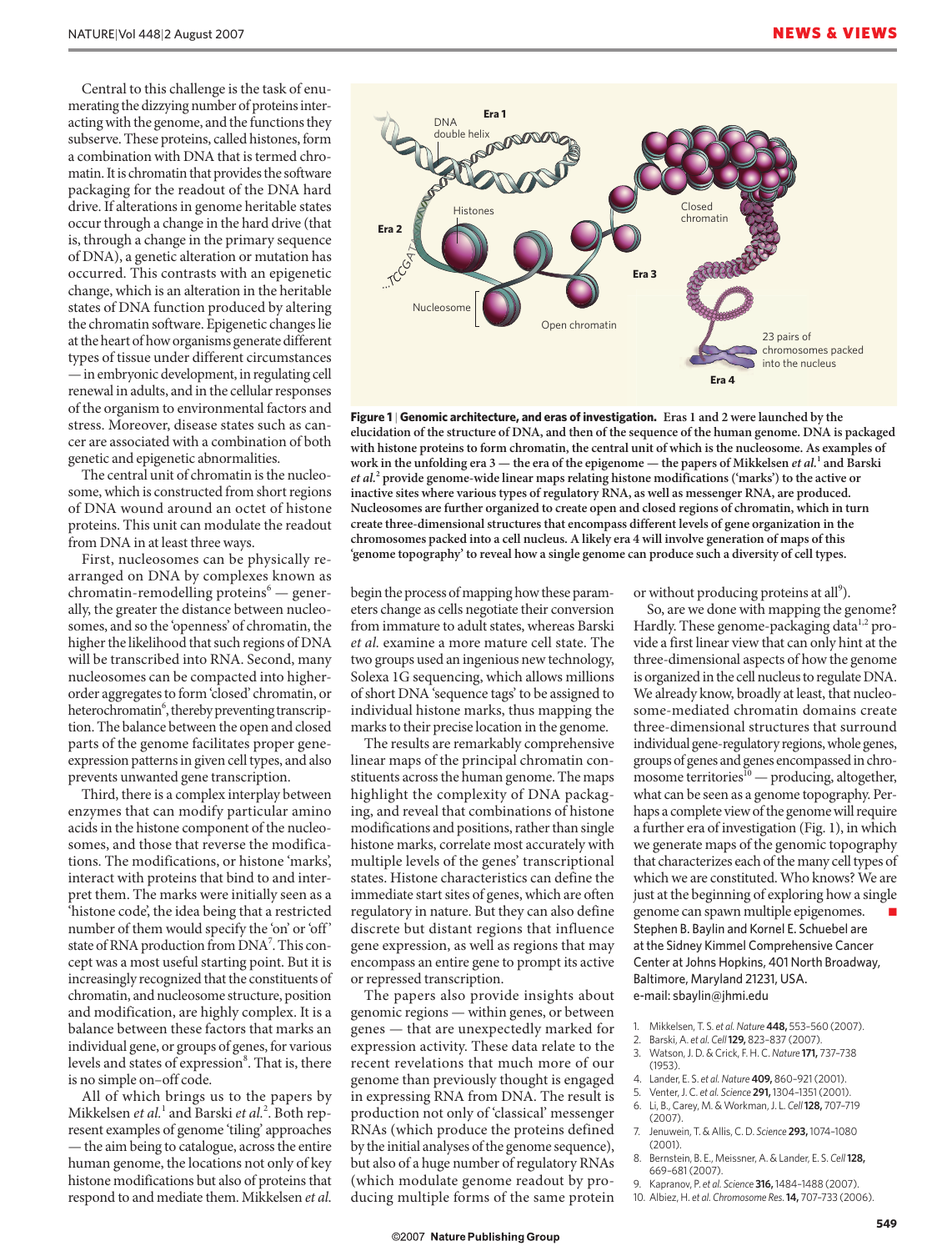Central to this challenge is the task of enumerating the dizzying number of proteins interacting with the genome, and the functions they subserve. These proteins, called histones, form a combination with DNA that is termed chromatin. It is chromatin that provides the software packaging for the readout of the DNA hard drive. If alterations in genome heritable states occur through a change in the hard drive (that is, through a change in the primary sequence of DNA), a genetic alteration or mutation has occurred. This contrasts with an epigenetic change, which is an alteration in the heritable states of DNA function produced by altering the chromatin software. Epigenetic changes lie at the heart of how organisms generate different types of tissue under different circumstances — in embryonic development, in regulating cell renewal in adults, and in the cellular responses of the organism to environmental factors and stress. Moreover, disease states such as cancer are associated with a combination of both genetic and epigenetic abnormalities.

The central unit of chromatin is the nucleosome, which is constructed from short regions of DNA wound around an octet of histone proteins. This unit can modulate the readout from DNA in at least three ways.

First, nucleosomes can be physically rearranged on DNA by complexes known as chromatin-remodelling proteins[6] — generally, the greater the distance between nucleosomes, and so the 'openness' of chromatin, the higher the likelihood that such regions of DNA will be transcribed into RNA. Second, many nucleosomes can be compacted into higher-order aggregates to form 'closed' chromatin, or heterochromatin[6], thereby preventing transcription. The balance between the open and closed parts of the genome facilitates proper gene-expression patterns in given cell types, and also prevents unwanted gene transcription.

Third, there is a complex interplay between enzymes that can modify particular amino acids in the histone component of the nucleosomes, and those that reverse the modifications. The modifications, or histone 'marks', interact with proteins that bind to and interpret them. The marks were initially seen as a 'histone code', the idea being that a restricted number of them would specify the 'on' or 'off' state of RNA production from DNA[7]. This concept was a most useful starting point. But it is increasingly recognized that the constituents of chromatin, and nucleosome structure, position and modification, are highly complex. It is a balance between these factors that marks an individual gene, or groups of genes, for various levels and states of expression[8]. That is, there is no simple on–off code.

All of which brings us to the papers by Mikkelsen *et al.*[1] and Barski *et al.*[2]. Both represent examples of genome 'tiling' approaches — the aim being to catalogue, across the entire human genome, the locations not only of key histone modifications but also of proteins that respond to and mediate them. Mikkelsen *et al.* begin the process of mapping how these parameters change as cells negotiate their conversion from immature to adult states, whereas Barski *et al.* examine a more mature cell state. The two groups used an ingenious new technology, Solexa 1G sequencing, which allows millions of short DNA 'sequence tags' to be assigned to individual histone marks, thus mapping the marks to their precise location in the genome.

Era 1
DNA double helix
Histones
Closed chromatin
Era 2
...TCCGAT
Era 3
Nucleosome
Open chromatin
23 pairs of chromosomes packed into the nucleus
Era 4

**Figure 1 | Genomic architecture, and eras of investigation.** Eras 1 and 2 were launched by the elucidation of the structure of DNA, and then of the sequence of the human genome. DNA is packaged with histone proteins to form chromatin, the central unit of which is the nucleosome. As examples of work in the unfolding era 3 — the era of the epigenome — the papers of Mikkelsen *et al.*[1] and Barski *et al.*[2] provide genome-wide linear maps relating histone modifications ('marks') to the active or inactive sites where various types of regulatory RNA, as well as messenger RNA, are produced. Nucleosomes are further organized to create open and closed regions of chromatin, which in turn create three-dimensional structures that encompass different levels of gene organization in the chromosomes packed into a cell nucleus. A likely era 4 will involve generation of maps of this 'genome topography' to reveal how a single genome can produce such a diversity of cell types.

The results are remarkably comprehensive linear maps of the principal chromatin constituents across the human genome. The maps highlight the complexity of DNA packaging, and reveal that combinations of histone modifications and positions, rather than single histone marks, correlate most accurately with multiple levels of the genes' transcriptional states. Histone characteristics can define the immediate start sites of genes, which are often regulatory in nature. But they can also define discrete but distant regions that influence gene expression, as well as regions that may encompass an entire gene to prompt its active or repressed transcription.

The papers also provide insights about genomic regions — within genes, or between genes — that are unexpectedly marked for expression activity. These data relate to the recent revelations that much more of our genome than previously thought is engaged in expressing RNA from DNA. The result is production not only of 'classical' messenger RNAs (which produce the proteins defined by the initial analyses of the genome sequence), but also of a huge number of regulatory RNAs (which modulate genome readout by producing multiple forms of the same protein or without producing proteins at all[9]).

So, are we done with mapping the genome? Hardly. These genome-packaging data[1,2] provide a first linear view that can only hint at the three-dimensional aspects of how the genome is organized in the cell nucleus to regulate DNA. We already know, broadly at least, that nucleosome-mediated chromatin domains create three-dimensional structures that surround individual gene-regulatory regions, whole genes, groups of genes and genes encompassed in chromosome territories[10] — producing, altogether, what can be seen as a genome topography. Perhaps a complete view of the genome will require a further era of investigation (Fig. 1), in which we generate maps of the genomic topography that characterizes each of the many cell types of which we are constituted. Who knows? We are just at the beginning of exploring how a single genome can spawn multiple epigenomes. ■

Stephen B. Baylin and Kornel E. Schuebel are at the Sidney Kimmel Comprehensive Cancer Center at Johns Hopkins, 401 North Broadway, Baltimore, Maryland 21231, USA.
e-mail: sbaylin@jhmi.edu

1. Mikkelsen, T. S. *et al. Nature* **448,** 553–560 (2007).
2. Barski, A. *et al. Cell* **129,** 823–837 (2007).
3. Watson, J. D. & Crick, F. H. C. *Nature* **171,** 737–738 (1953).
4. Lander, E. S. *et al. Nature* **409,** 860–921 (2001).
5. Venter, J. C. *et al. Science* **291,** 1304–1351 (2001).
6. Li, B., Carey, M. & Workman, J. L. *Cell* **128,** 707–719 (2007).
7. Jenuwein, T. & Allis, C. D. *Science* **293,** 1074–1080 (2001).
8. Bernstein, B. E., Meissner, A. & Lander, E. S. *Cell* **128,** 669–681 (2007).
9. Kapranov, P. *et al. Science* **316,** 1484–1488 (2007).
10. Albiez, H. *et al. Chromosome Res.* **14,** 707–733 (2006).